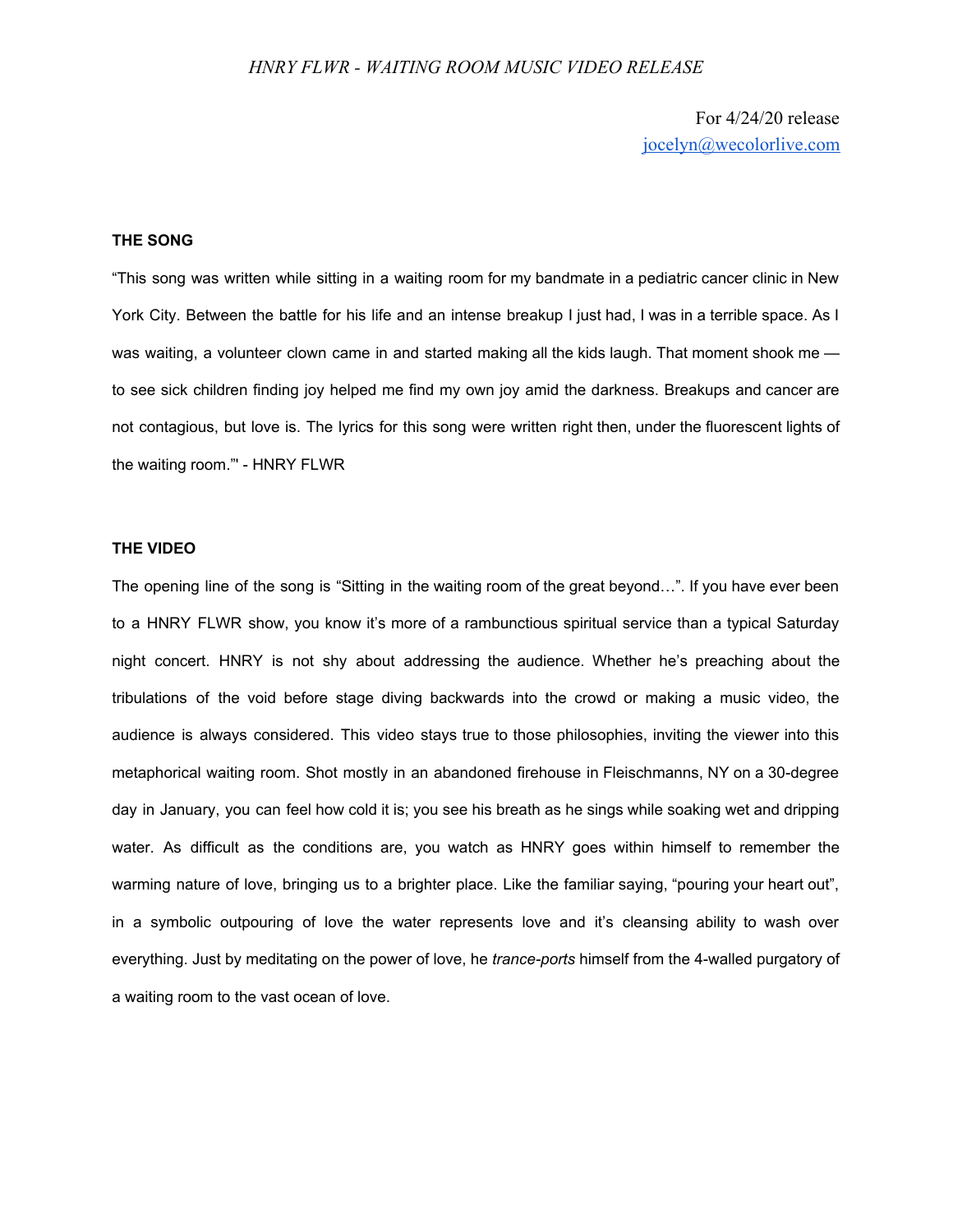*HNRY FLWR - WAITING ROOM MUSIC VIDEO RELEASE*

For 4/24/20 release
jocelyn@wecolorlive.com

**THE SONG**

"This song was written while sitting in a waiting room for my bandmate in a pediatric cancer clinic in New York City. Between the battle for his life and an intense breakup I just had, I was in a terrible space. As I was waiting, a volunteer clown came in and started making all the kids laugh. That moment shook me — to see sick children finding joy helped me find my own joy amid the darkness. Breakups and cancer are not contagious, but love is. The lyrics for this song were written right then, under the fluorescent lights of the waiting room."' - HNRY FLWR

**THE VIDEO**

The opening line of the song is "Sitting in the waiting room of the great beyond…". If you have ever been to a HNRY FLWR show, you know it's more of a rambunctious spiritual service than a typical Saturday night concert. HNRY is not shy about addressing the audience. Whether he's preaching about the tribulations of the void before stage diving backwards into the crowd or making a music video, the audience is always considered. This video stays true to those philosophies, inviting the viewer into this metaphorical waiting room. Shot mostly in an abandoned firehouse in Fleischmanns, NY on a 30-degree day in January, you can feel how cold it is; you see his breath as he sings while soaking wet and dripping water. As difficult as the conditions are, you watch as HNRY goes within himself to remember the warming nature of love, bringing us to a brighter place. Like the familiar saying, "pouring your heart out", in a symbolic outpouring of love the water represents love and it's cleansing ability to wash over everything. Just by meditating on the power of love, he *trance-ports* himself from the 4-walled purgatory of a waiting room to the vast ocean of love.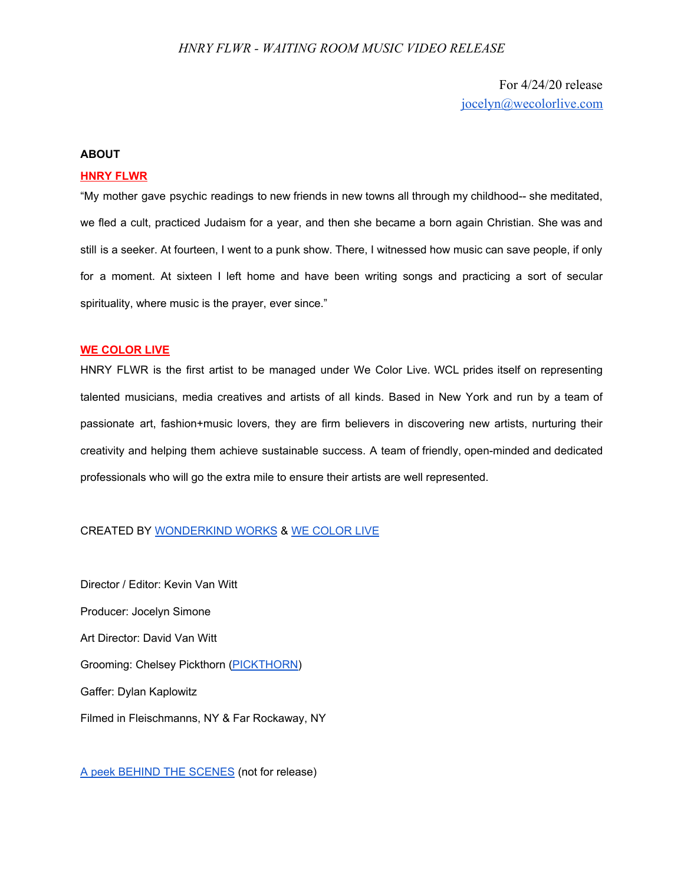*HNRY FLWR - WAITING ROOM MUSIC VIDEO RELEASE*

For 4/24/20 release
jocelyn@wecolorlive.com

**ABOUT**

**HNRY FLWR**

"My mother gave psychic readings to new friends in new towns all through my childhood-- she meditated, we fled a cult, practiced Judaism for a year, and then she became a born again Christian. She was and still is a seeker. At fourteen, I went to a punk show. There, I witnessed how music can save people, if only for a moment. At sixteen I left home and have been writing songs and practicing a sort of secular spirituality, where music is the prayer, ever since."

**WE COLOR LIVE**

HNRY FLWR is the first artist to be managed under We Color Live. WCL prides itself on representing talented musicians, media creatives and artists of all kinds. Based in New York and run by a team of passionate art, fashion+music lovers, they are firm believers in discovering new artists, nurturing their creativity and helping them achieve sustainable success. A team of friendly, open-minded and dedicated professionals who will go the extra mile to ensure their artists are well represented.

CREATED BY WONDERKIND WORKS & WE COLOR LIVE

Director / Editor: Kevin Van Witt

Producer: Jocelyn Simone

Art Director: David Van Witt

Grooming: Chelsey Pickthorn (PICKTHORN)

Gaffer: Dylan Kaplowitz

Filmed in Fleischmanns, NY & Far Rockaway, NY

A peek BEHIND THE SCENES (not for release)